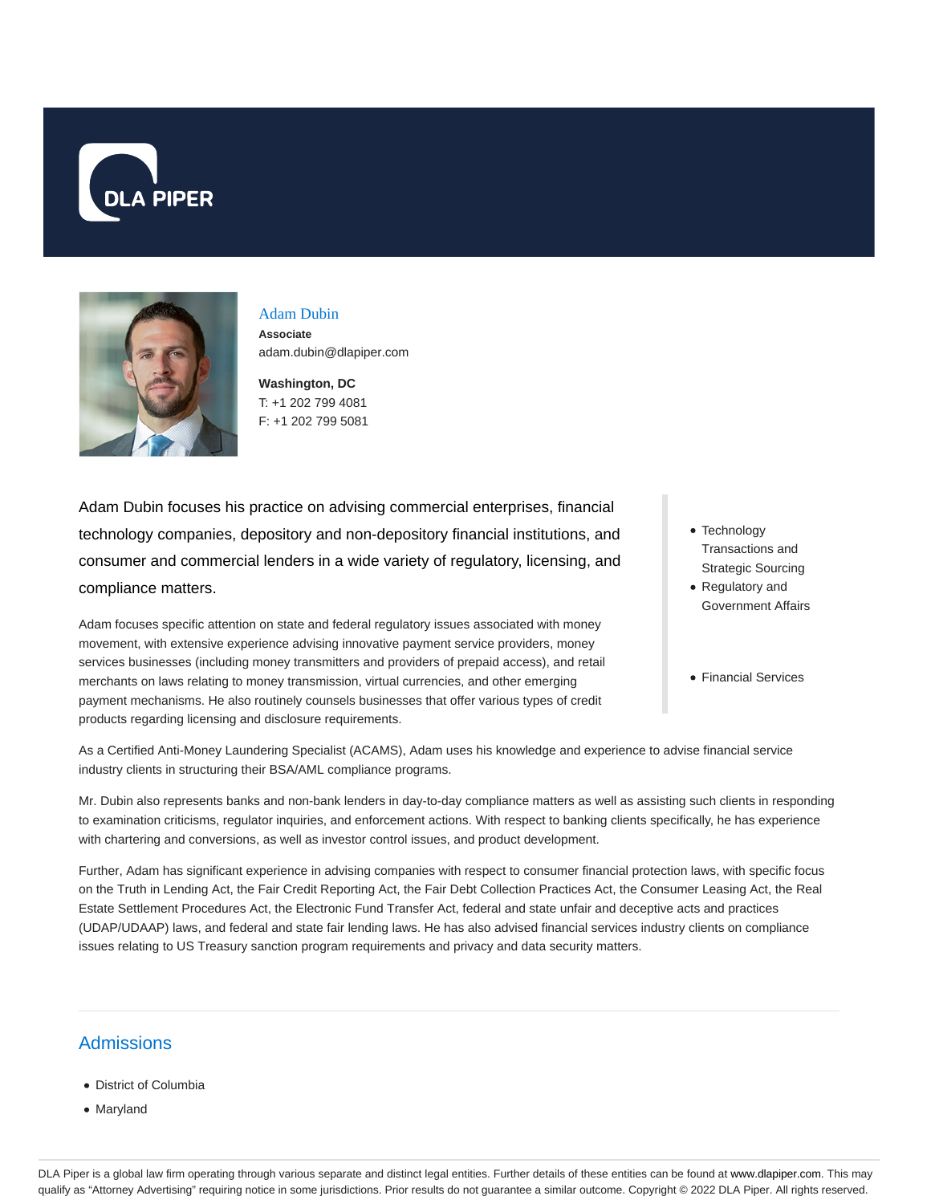Adam Dubin

**Associate**

adam.dubin@dlapiper.com

**Washington, DC**

T: +1 202 799 4081

F: +1 202 799 5081

Adam Dubin focuses his practice on advising commercial enterprises, financial technology companies, depository and non-depository financial institutions, and consumer and commercial lenders in a wide variety of regulatory, licensing, and compliance matters.

Adam focuses specific attention on state and federal regulatory issues associated with money movement, with extensive experience advising innovative payment service providers, money services businesses (including money transmitters and providers of prepaid access), and retail merchants on laws relating to money transmission, virtual currencies, and other emerging payment mechanisms. He also routinely counsels businesses that offer various types of credit products regarding licensing and disclosure requirements.

- Technology Transactions and Strategic Sourcing
- Regulatory and Government Affairs
- Financial Services

As a Certified Anti-Money Laundering Specialist (ACAMS), Adam uses his knowledge and experience to advise financial service industry clients in structuring their BSA/AML compliance programs.

Mr. Dubin also represents banks and non-bank lenders in day-to-day compliance matters as well as assisting such clients in responding to examination criticisms, regulator inquiries, and enforcement actions. With respect to banking clients specifically, he has experience with chartering and conversions, as well as investor control issues, and product development.

Further, Adam has significant experience in advising companies with respect to consumer financial protection laws, with specific focus on the Truth in Lending Act, the Fair Credit Reporting Act, the Fair Debt Collection Practices Act, the Consumer Leasing Act, the Real Estate Settlement Procedures Act, the Electronic Fund Transfer Act, federal and state unfair and deceptive acts and practices (UDAP/UDAAP) laws, and federal and state fair lending laws. He has also advised financial services industry clients on compliance issues relating to US Treasury sanction program requirements and privacy and data security matters.

## Admissions

- District of Columbia
- Maryland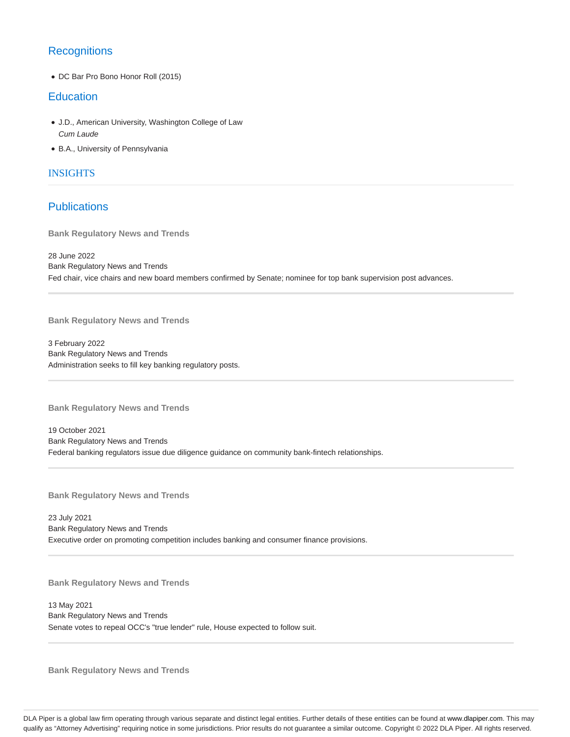## Recognitions

- DC Bar Pro Bono Honor Roll (2015)

## Education

- J.D., American University, Washington College of Law
  *Cum Laude*
- B.A., University of Pennsylvania

## INSIGHTS

## Publications

**Bank Regulatory News and Trends**

28 June 2022
Bank Regulatory News and Trends
Fed chair, vice chairs and new board members confirmed by Senate; nominee for top bank supervision post advances.

---

**Bank Regulatory News and Trends**

3 February 2022
Bank Regulatory News and Trends
Administration seeks to fill key banking regulatory posts.

---

**Bank Regulatory News and Trends**

19 October 2021
Bank Regulatory News and Trends
Federal banking regulators issue due diligence guidance on community bank-fintech relationships.

---

**Bank Regulatory News and Trends**

23 July 2021
Bank Regulatory News and Trends
Executive order on promoting competition includes banking and consumer finance provisions.

---

**Bank Regulatory News and Trends**

13 May 2021
Bank Regulatory News and Trends
Senate votes to repeal OCC's "true lender" rule, House expected to follow suit.

---

**Bank Regulatory News and Trends**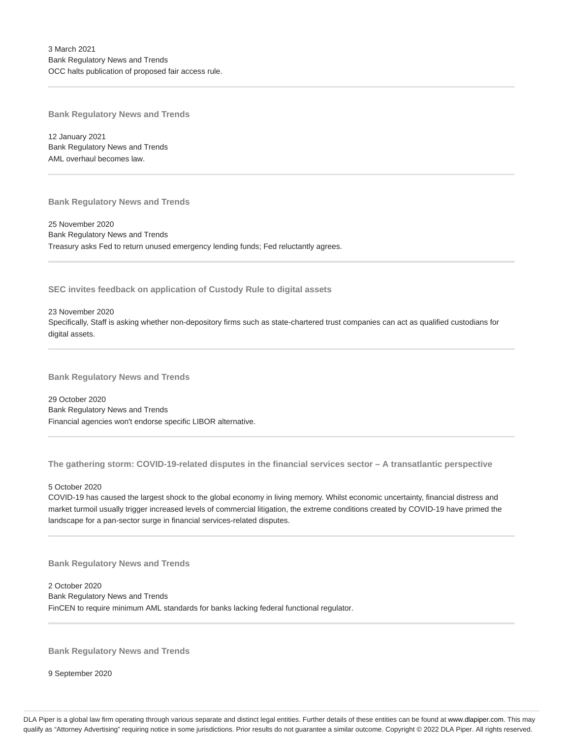3 March 2021
Bank Regulatory News and Trends
OCC halts publication of proposed fair access rule.

---

### Bank Regulatory News and Trends

12 January 2021
Bank Regulatory News and Trends
AML overhaul becomes law.

---

### Bank Regulatory News and Trends

25 November 2020
Bank Regulatory News and Trends
Treasury asks Fed to return unused emergency lending funds; Fed reluctantly agrees.

---

### SEC invites feedback on application of Custody Rule to digital assets

23 November 2020
Specifically, Staff is asking whether non-depository firms such as state-chartered trust companies can act as qualified custodians for digital assets.

---

### Bank Regulatory News and Trends

29 October 2020
Bank Regulatory News and Trends
Financial agencies won't endorse specific LIBOR alternative.

---

### The gathering storm: COVID-19-related disputes in the financial services sector – A transatlantic perspective

5 October 2020
COVID-19 has caused the largest shock to the global economy in living memory. Whilst economic uncertainty, financial distress and market turmoil usually trigger increased levels of commercial litigation, the extreme conditions created by COVID-19 have primed the landscape for a pan-sector surge in financial services-related disputes.

---

### Bank Regulatory News and Trends

2 October 2020
Bank Regulatory News and Trends
FinCEN to require minimum AML standards for banks lacking federal functional regulator.

---

### Bank Regulatory News and Trends

9 September 2020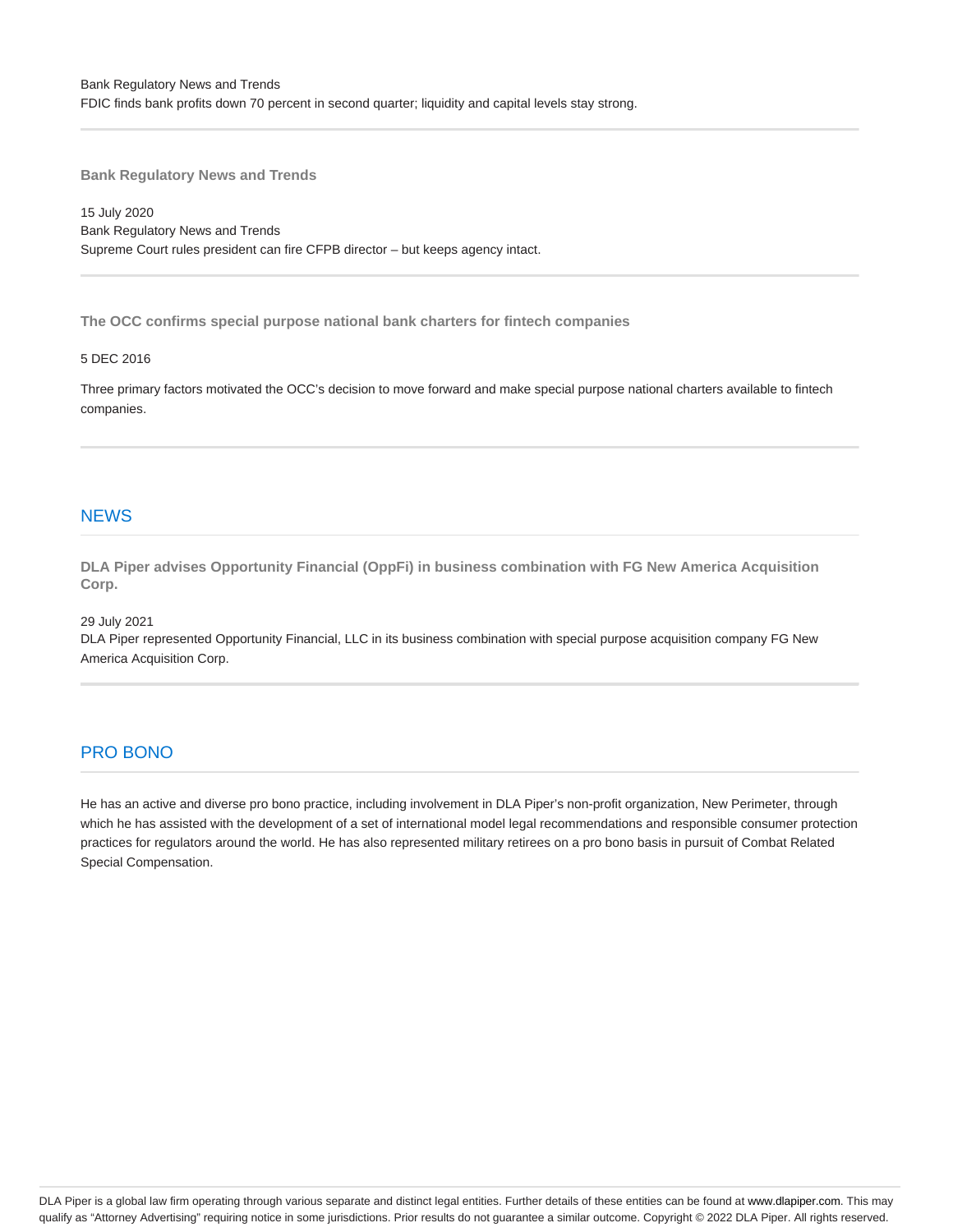Bank Regulatory News and Trends
FDIC finds bank profits down 70 percent in second quarter; liquidity and capital levels stay strong.

---

**Bank Regulatory News and Trends**

15 July 2020
Bank Regulatory News and Trends
Supreme Court rules president can fire CFPB director – but keeps agency intact.

---

**The OCC confirms special purpose national bank charters for fintech companies**

5 DEC 2016

Three primary factors motivated the OCC's decision to move forward and make special purpose national charters available to fintech companies.

---

## NEWS

**DLA Piper advises Opportunity Financial (OppFi) in business combination with FG New America Acquisition Corp.**

29 July 2021
DLA Piper represented Opportunity Financial, LLC in its business combination with special purpose acquisition company FG New America Acquisition Corp.

---

## PRO BONO

He has an active and diverse pro bono practice, including involvement in DLA Piper's non-profit organization, New Perimeter, through which he has assisted with the development of a set of international model legal recommendations and responsible consumer protection practices for regulators around the world. He has also represented military retirees on a pro bono basis in pursuit of Combat Related Special Compensation.

DLA Piper is a global law firm operating through various separate and distinct legal entities. Further details of these entities can be found at www.dlapiper.com. This may qualify as "Attorney Advertising" requiring notice in some jurisdictions. Prior results do not guarantee a similar outcome. Copyright © 2022 DLA Piper. All rights reserved.